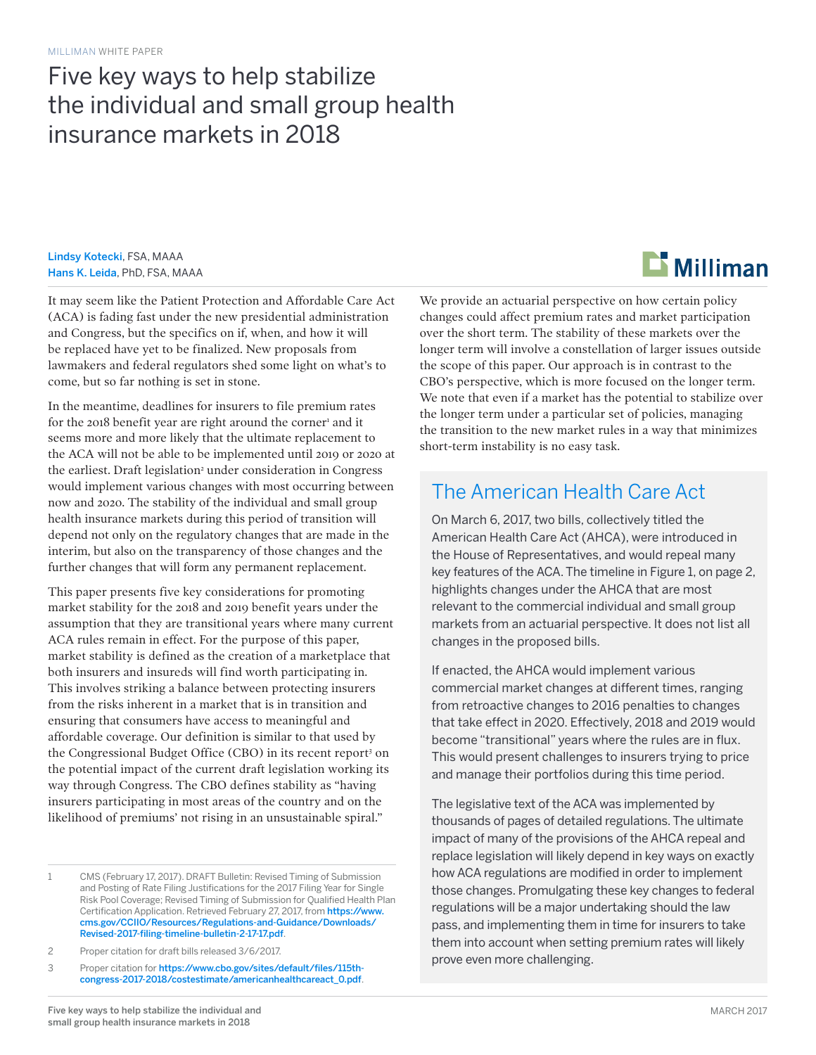MILLIMAN WHITE PAPER

# Five key ways to help stabilize the individual and small group health insurance markets in 2018

**Lindsy Kotecki**, FSA, MAAA
**Hans K. Leida**, PhD, FSA, MAAA

It may seem like the Patient Protection and Affordable Care Act (ACA) is fading fast under the new presidential administration and Congress, but the specifics on if, when, and how it will be replaced have yet to be finalized. New proposals from lawmakers and federal regulators shed some light on what's to come, but so far nothing is set in stone.

In the meantime, deadlines for insurers to file premium rates for the 2018 benefit year are right around the corner[1] and it seems more and more likely that the ultimate replacement to the ACA will not be able to be implemented until 2019 or 2020 at the earliest. Draft legislation[2] under consideration in Congress would implement various changes with most occurring between now and 2020. The stability of the individual and small group health insurance markets during this period of transition will depend not only on the regulatory changes that are made in the interim, but also on the transparency of those changes and the further changes that will form any permanent replacement.

This paper presents five key considerations for promoting market stability for the 2018 and 2019 benefit years under the assumption that they are transitional years where many current ACA rules remain in effect. For the purpose of this paper, market stability is defined as the creation of a marketplace that both insurers and insureds will find worth participating in. This involves striking a balance between protecting insurers from the risks inherent in a market that is in transition and ensuring that consumers have access to meaningful and affordable coverage. Our definition is similar to that used by the Congressional Budget Office (CBO) in its recent report[3] on the potential impact of the current draft legislation working its way through Congress. The CBO defines stability as "having insurers participating in most areas of the country and on the likelihood of premiums' not rising in an unsustainable spiral."

We provide an actuarial perspective on how certain policy changes could affect premium rates and market participation over the short term. The stability of these markets over the longer term will involve a constellation of larger issues outside the scope of this paper. Our approach is in contrast to the CBO's perspective, which is more focused on the longer term. We note that even if a market has the potential to stabilize over the longer term under a particular set of policies, managing the transition to the new market rules in a way that minimizes short-term instability is no easy task.

## The American Health Care Act

On March 6, 2017, two bills, collectively titled the American Health Care Act (AHCA), were introduced in the House of Representatives, and would repeal many key features of the ACA. The timeline in Figure 1, on page 2, highlights changes under the AHCA that are most relevant to the commercial individual and small group markets from an actuarial perspective. It does not list all changes in the proposed bills.

If enacted, the AHCA would implement various commercial market changes at different times, ranging from retroactive changes to 2016 penalties to changes that take effect in 2020. Effectively, 2018 and 2019 would become "transitional" years where the rules are in flux. This would present challenges to insurers trying to price and manage their portfolios during this time period.

The legislative text of the ACA was implemented by thousands of pages of detailed regulations. The ultimate impact of many of the provisions of the AHCA repeal and replace legislation will likely depend in key ways on exactly how ACA regulations are modified in order to implement those changes. Promulgating these key changes to federal regulations will be a major undertaking should the law pass, and implementing them in time for insurers to take them into account when setting premium rates will likely prove even more challenging.

---

1 CMS (February 17, 2017). DRAFT Bulletin: Revised Timing of Submission and Posting of Rate Filing Justifications for the 2017 Filing Year for Single Risk Pool Coverage; Revised Timing of Submission for Qualified Health Plan Certification Application. Retrieved February 27, 2017, from https://www.cms.gov/CCIIO/Resources/Regulations-and-Guidance/Downloads/Revised-2017-filing-timeline-bulletin-2-17-17.pdf.

2 Proper citation for draft bills released 3/6/2017.

3 Proper citation for https://www.cbo.gov/sites/default/files/115th-congress-2017-2018/costestimate/americanhealthcareact_0.pdf.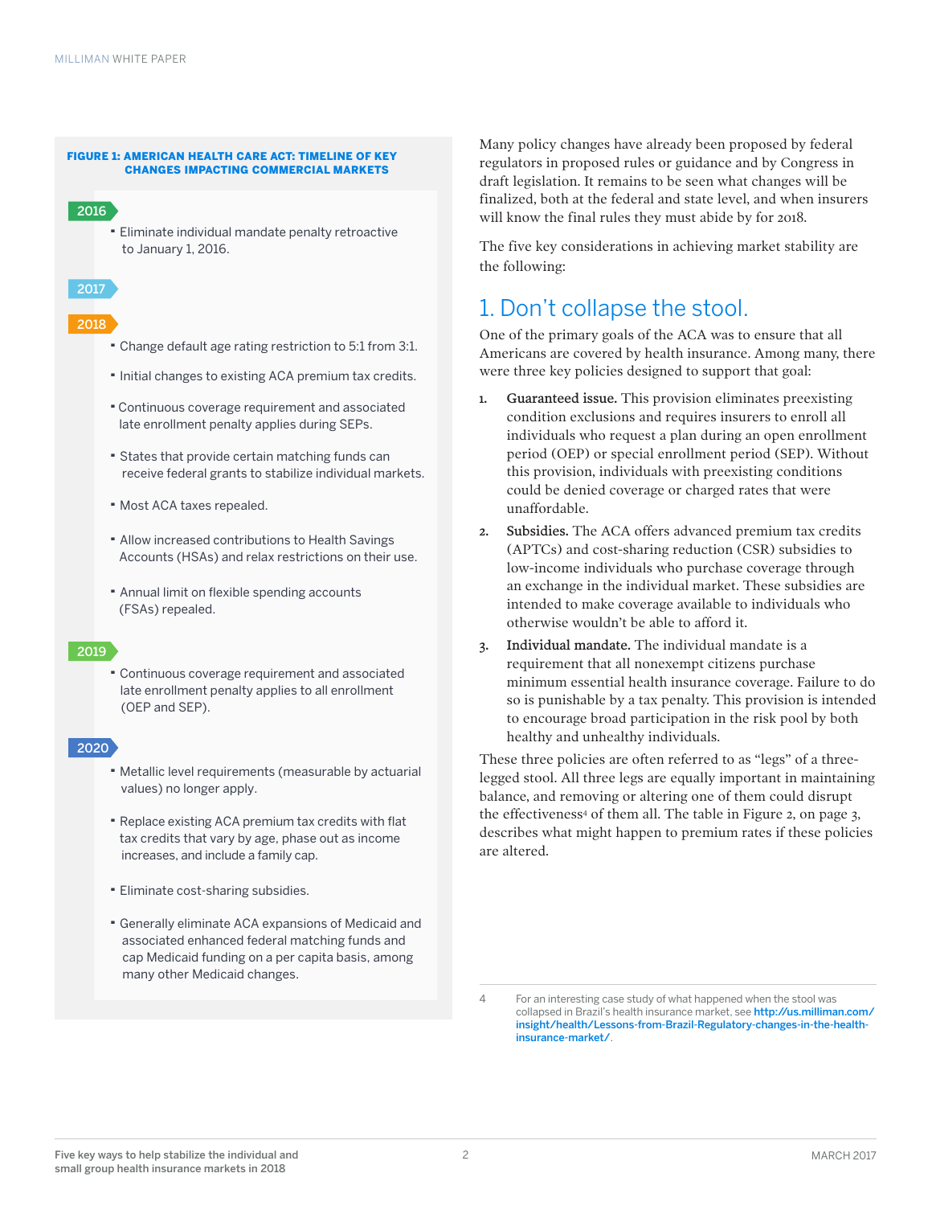**FIGURE 1: AMERICAN HEALTH CARE ACT: TIMELINE OF KEY CHANGES IMPACTING COMMERCIAL MARKETS**

**2016**

- Eliminate individual mandate penalty retroactive to January 1, 2016.

**2017**

**2018**

- Change default age rating restriction to 5:1 from 3:1.
- Initial changes to existing ACA premium tax credits.
- Continuous coverage requirement and associated late enrollment penalty applies during SEPs.
- States that provide certain matching funds can receive federal grants to stabilize individual markets.
- Most ACA taxes repealed.
- Allow increased contributions to Health Savings Accounts (HSAs) and relax restrictions on their use.
- Annual limit on flexible spending accounts (FSAs) repealed.

**2019**

- Continuous coverage requirement and associated late enrollment penalty applies to all enrollment (OEP and SEP).

**2020**

- Metallic level requirements (measurable by actuarial values) no longer apply.
- Replace existing ACA premium tax credits with flat tax credits that vary by age, phase out as income increases, and include a family cap.
- Eliminate cost-sharing subsidies.
- Generally eliminate ACA expansions of Medicaid and associated enhanced federal matching funds and cap Medicaid funding on a per capita basis, among many other Medicaid changes.

Many policy changes have already been proposed by federal regulators in proposed rules or guidance and by Congress in draft legislation. It remains to be seen what changes will be finalized, both at the federal and state level, and when insurers will know the final rules they must abide by for 2018.

The five key considerations in achieving market stability are the following:

## 1. Don't collapse the stool.

One of the primary goals of the ACA was to ensure that all Americans are covered by health insurance. Among many, there were three key policies designed to support that goal:

1. **Guaranteed issue.** This provision eliminates preexisting condition exclusions and requires insurers to enroll all individuals who request a plan during an open enrollment period (OEP) or special enrollment period (SEP). Without this provision, individuals with preexisting conditions could be denied coverage or charged rates that were unaffordable.
2. **Subsidies.** The ACA offers advanced premium tax credits (APTCs) and cost-sharing reduction (CSR) subsidies to low-income individuals who purchase coverage through an exchange in the individual market. These subsidies are intended to make coverage available to individuals who otherwise wouldn't be able to afford it.
3. **Individual mandate.** The individual mandate is a requirement that all nonexempt citizens purchase minimum essential health insurance coverage. Failure to do so is punishable by a tax penalty. This provision is intended to encourage broad participation in the risk pool by both healthy and unhealthy individuals.

These three policies are often referred to as "legs" of a three-legged stool. All three legs are equally important in maintaining balance, and removing or altering one of them could disrupt the effectiveness[4] of them all. The table in Figure 2, on page 3, describes what might happen to premium rates if these policies are altered.

4 For an interesting case study of what happened when the stool was collapsed in Brazil's health insurance market, see http://us.milliman.com/insight/health/Lessons-from-Brazil-Regulatory-changes-in-the-health-insurance-market/.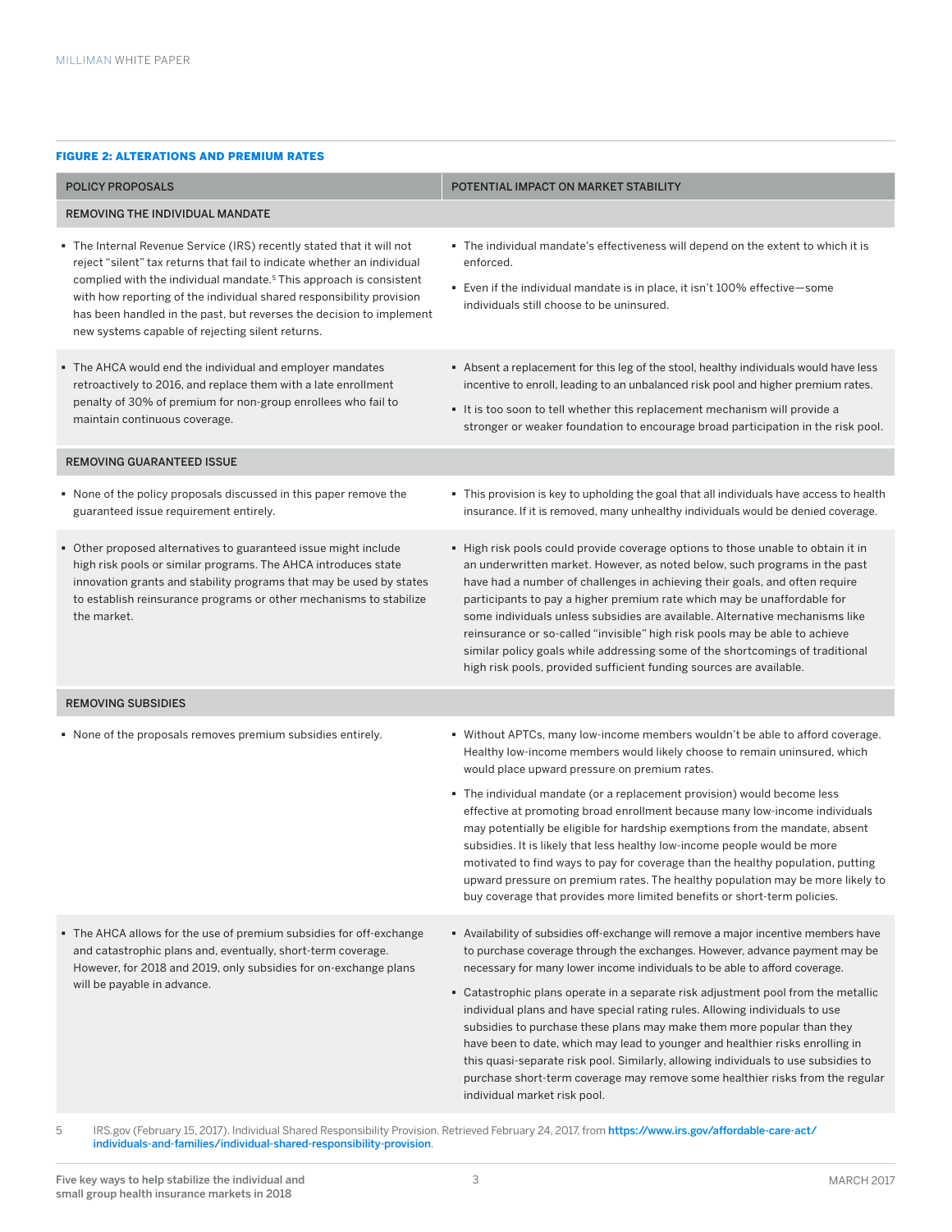**FIGURE 2: ALTERATIONS AND PREMIUM RATES**

| POLICY PROPOSALS | POTENTIAL IMPACT ON MARKET STABILITY |
|---|---|
| **REMOVING THE INDIVIDUAL MANDATE** | |
| ▪ The Internal Revenue Service (IRS) recently stated that it will not reject "silent" tax returns that fail to indicate whether an individual complied with the individual mandate.[5] This approach is consistent with how reporting of the individual shared responsibility provision has been handled in the past, but reverses the decision to implement new systems capable of rejecting silent returns. | ▪ The individual mandate's effectiveness will depend on the extent to which it is enforced.<br>▪ Even if the individual mandate is in place, it isn't 100% effective—some individuals still choose to be uninsured. |
| ▪ The AHCA would end the individual and employer mandates retroactively to 2016, and replace them with a late enrollment penalty of 30% of premium for non-group enrollees who fail to maintain continuous coverage. | ▪ Absent a replacement for this leg of the stool, healthy individuals would have less incentive to enroll, leading to an unbalanced risk pool and higher premium rates.<br>▪ It is too soon to tell whether this replacement mechanism will provide a stronger or weaker foundation to encourage broad participation in the risk pool. |
| **REMOVING GUARANTEED ISSUE** | |
| ▪ None of the policy proposals discussed in this paper remove the guaranteed issue requirement entirely. | ▪ This provision is key to upholding the goal that all individuals have access to health insurance. If it is removed, many unhealthy individuals would be denied coverage. |
| ▪ Other proposed alternatives to guaranteed issue might include high risk pools or similar programs. The AHCA introduces state innovation grants and stability programs that may be used by states to establish reinsurance programs or other mechanisms to stabilize the market. | ▪ High risk pools could provide coverage options to those unable to obtain it in an underwritten market. However, as noted below, such programs in the past have had a number of challenges in achieving their goals, and often require participants to pay a higher premium rate which may be unaffordable for some individuals unless subsidies are available. Alternative mechanisms like reinsurance or so-called "invisible" high risk pools may be able to achieve similar policy goals while addressing some of the shortcomings of traditional high risk pools, provided sufficient funding sources are available. |
| **REMOVING SUBSIDIES** | |
| ▪ None of the proposals removes premium subsidies entirely. | ▪ Without APTCs, many low-income members wouldn't be able to afford coverage. Healthy low-income members would likely choose to remain uninsured, which would place upward pressure on premium rates.<br>▪ The individual mandate (or a replacement provision) would become less effective at promoting broad enrollment because many low-income individuals may potentially be eligible for hardship exemptions from the mandate, absent subsidies. It is likely that less healthy low-income people would be more motivated to find ways to pay for coverage than the healthy population, putting upward pressure on premium rates. The healthy population may be more likely to buy coverage that provides more limited benefits or short-term policies. |
| ▪ The AHCA allows for the use of premium subsidies for off-exchange and catastrophic plans and, eventually, short-term coverage. However, for 2018 and 2019, only subsidies for on-exchange plans will be payable in advance. | ▪ Availability of subsidies off-exchange will remove a major incentive members have to purchase coverage through the exchanges. However, advance payment may be necessary for many lower income individuals to be able to afford coverage.<br>▪ Catastrophic plans operate in a separate risk adjustment pool from the metallic individual plans and have special rating rules. Allowing individuals to use subsidies to purchase these plans may make them more popular than they have been to date, which may lead to younger and healthier risks enrolling in this quasi-separate risk pool. Similarly, allowing individuals to use subsidies to purchase short-term coverage may remove some healthier risks from the regular individual market risk pool. |

5 IRS.gov (February 15, 2017). Individual Shared Responsibility Provision. Retrieved February 24, 2017, from https://www.irs.gov/affordable-care-act/individuals-and-families/individual-shared-responsibility-provision.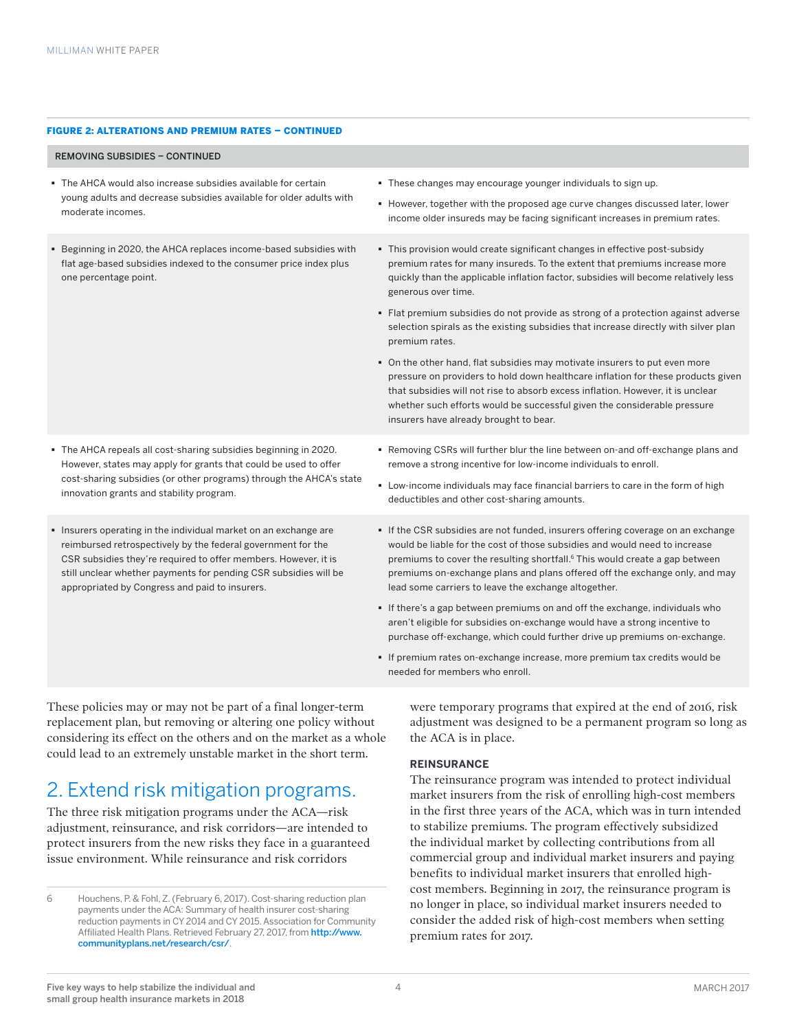**FIGURE 2: ALTERATIONS AND PREMIUM RATES – CONTINUED**

| REMOVING SUBSIDIES – CONTINUED | |
|---|---|
| ▪ The AHCA would also increase subsidies available for certain young adults and decrease subsidies available for older adults with moderate incomes. | ▪ These changes may encourage younger individuals to sign up.<br>▪ However, together with the proposed age curve changes discussed later, lower income older insureds may be facing significant increases in premium rates. |
| ▪ Beginning in 2020, the AHCA replaces income-based subsidies with flat age-based subsidies indexed to the consumer price index plus one percentage point. | ▪ This provision would create significant changes in effective post-subsidy premium rates for many insureds. To the extent that premiums increase more quickly than the applicable inflation factor, subsidies will become relatively less generous over time.<br>▪ Flat premium subsidies do not provide as strong of a protection against adverse selection spirals as the existing subsidies that increase directly with silver plan premium rates.<br>▪ On the other hand, flat subsidies may motivate insurers to put even more pressure on providers to hold down healthcare inflation for these products given that subsidies will not rise to absorb excess inflation. However, it is unclear whether such efforts would be successful given the considerable pressure insurers have already brought to bear. |
| ▪ The AHCA repeals all cost-sharing subsidies beginning in 2020. However, states may apply for grants that could be used to offer cost-sharing subsidies (or other programs) through the AHCA's state innovation grants and stability program. | ▪ Removing CSRs will further blur the line between on-and off-exchange plans and remove a strong incentive for low-income individuals to enroll.<br>▪ Low-income individuals may face financial barriers to care in the form of high deductibles and other cost-sharing amounts. |
| ▪ Insurers operating in the individual market on an exchange are reimbursed retrospectively by the federal government for the CSR subsidies they're required to offer members. However, it is still unclear whether payments for pending CSR subsidies will be appropriated by Congress and paid to insurers. | ▪ If the CSR subsidies are not funded, insurers offering coverage on an exchange would be liable for the cost of those subsidies and would need to increase premiums to cover the resulting shortfall.[6] This would create a gap between premiums on-exchange plans and plans offered off the exchange only, and may lead some carriers to leave the exchange altogether.<br>▪ If there's a gap between premiums on and off the exchange, individuals who aren't eligible for subsidies on-exchange would have a strong incentive to purchase off-exchange, which could further drive up premiums on-exchange.<br>▪ If premium rates on-exchange increase, more premium tax credits would be needed for members who enroll. |

These policies may or may not be part of a final longer-term replacement plan, but removing or altering one policy without considering its effect on the others and on the market as a whole could lead to an extremely unstable market in the short term.

## 2. Extend risk mitigation programs.

The three risk mitigation programs under the ACA—risk adjustment, reinsurance, and risk corridors—are intended to protect insurers from the new risks they face in a guaranteed issue environment. While reinsurance and risk corridors were temporary programs that expired at the end of 2016, risk adjustment was designed to be a permanent program so long as the ACA is in place.

### REINSURANCE

The reinsurance program was intended to protect individual market insurers from the risk of enrolling high-cost members in the first three years of the ACA, which was in turn intended to stabilize premiums. The program effectively subsidized the individual market by collecting contributions from all commercial group and individual market insurers and paying benefits to individual market insurers that enrolled high-cost members. Beginning in 2017, the reinsurance program is no longer in place, so individual market insurers needed to consider the added risk of high-cost members when setting premium rates for 2017.

---

6 Houchens, P. & Fohl, Z. (February 6, 2017). Cost-sharing reduction plan payments under the ACA: Summary of health insurer cost-sharing reduction payments in CY 2014 and CY 2015. Association for Community Affiliated Health Plans. Retrieved February 27, 2017, from http://www.communityplans.net/research/csr/.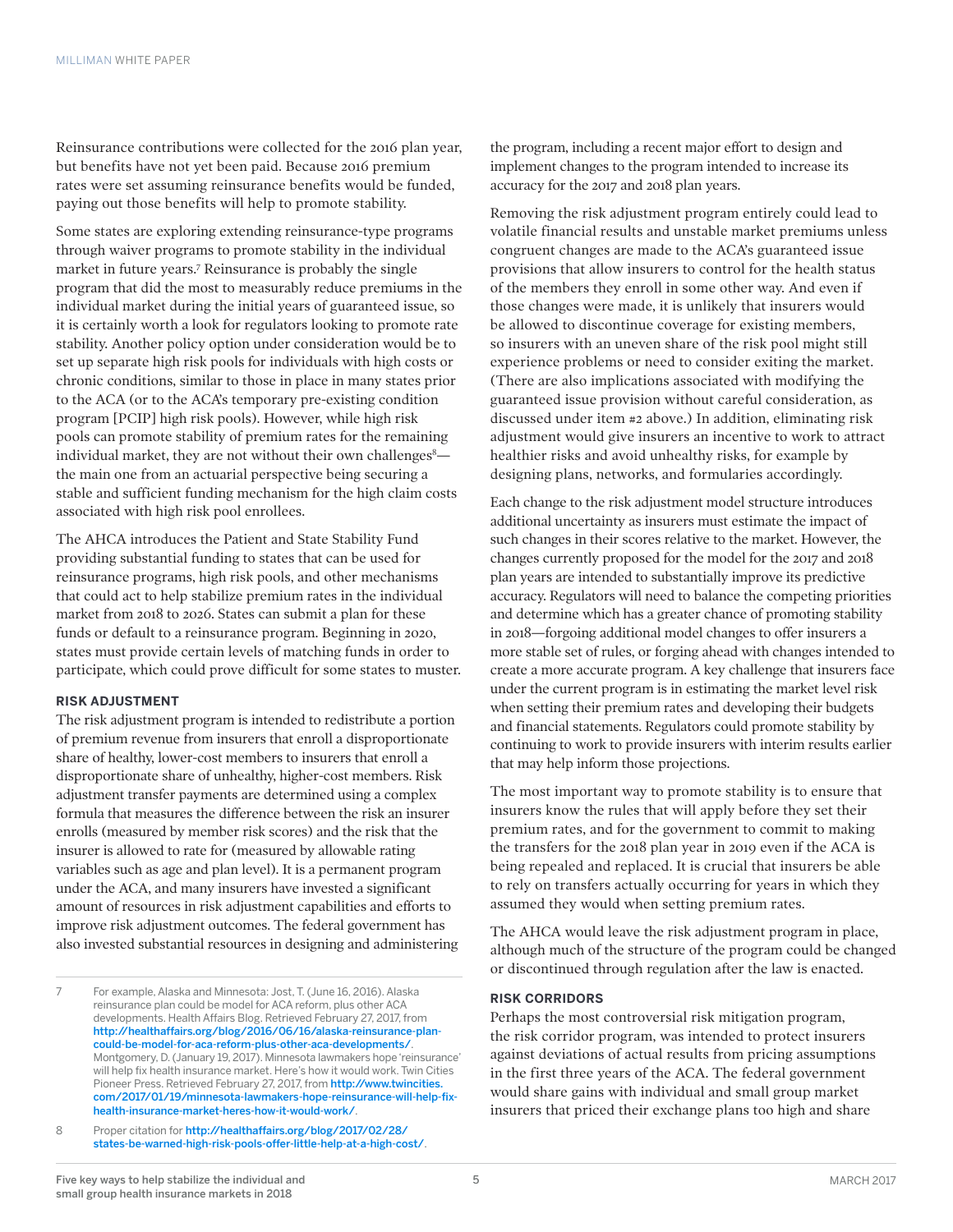Reinsurance contributions were collected for the 2016 plan year, but benefits have not yet been paid. Because 2016 premium rates were set assuming reinsurance benefits would be funded, paying out those benefits will help to promote stability.

Some states are exploring extending reinsurance-type programs through waiver programs to promote stability in the individual market in future years.[7] Reinsurance is probably the single program that did the most to measurably reduce premiums in the individual market during the initial years of guaranteed issue, so it is certainly worth a look for regulators looking to promote rate stability. Another policy option under consideration would be to set up separate high risk pools for individuals with high costs or chronic conditions, similar to those in place in many states prior to the ACA (or to the ACA's temporary pre-existing condition program [PCIP] high risk pools). However, while high risk pools can promote stability of premium rates for the remaining individual market, they are not without their own challenges[8]—the main one from an actuarial perspective being securing a stable and sufficient funding mechanism for the high claim costs associated with high risk pool enrollees.

The AHCA introduces the Patient and State Stability Fund providing substantial funding to states that can be used for reinsurance programs, high risk pools, and other mechanisms that could act to help stabilize premium rates in the individual market from 2018 to 2026. States can submit a plan for these funds or default to a reinsurance program. Beginning in 2020, states must provide certain levels of matching funds in order to participate, which could prove difficult for some states to muster.

### RISK ADJUSTMENT

The risk adjustment program is intended to redistribute a portion of premium revenue from insurers that enroll a disproportionate share of healthy, lower-cost members to insurers that enroll a disproportionate share of unhealthy, higher-cost members. Risk adjustment transfer payments are determined using a complex formula that measures the difference between the risk an insurer enrolls (measured by member risk scores) and the risk that the insurer is allowed to rate for (measured by allowable rating variables such as age and plan level). It is a permanent program under the ACA, and many insurers have invested a significant amount of resources in risk adjustment capabilities and efforts to improve risk adjustment outcomes. The federal government has also invested substantial resources in designing and administering the program, including a recent major effort to design and implement changes to the program intended to increase its accuracy for the 2017 and 2018 plan years.

Removing the risk adjustment program entirely could lead to volatile financial results and unstable market premiums unless congruent changes are made to the ACA's guaranteed issue provisions that allow insurers to control for the health status of the members they enroll in some other way. And even if those changes were made, it is unlikely that insurers would be allowed to discontinue coverage for existing members, so insurers with an uneven share of the risk pool might still experience problems or need to consider exiting the market. (There are also implications associated with modifying the guaranteed issue provision without careful consideration, as discussed under item #2 above.) In addition, eliminating risk adjustment would give insurers an incentive to work to attract healthier risks and avoid unhealthy risks, for example by designing plans, networks, and formularies accordingly.

Each change to the risk adjustment model structure introduces additional uncertainty as insurers must estimate the impact of such changes in their scores relative to the market. However, the changes currently proposed for the model for the 2017 and 2018 plan years are intended to substantially improve its predictive accuracy. Regulators will need to balance the competing priorities and determine which has a greater chance of promoting stability in 2018—forgoing additional model changes to offer insurers a more stable set of rules, or forging ahead with changes intended to create a more accurate program. A key challenge that insurers face under the current program is in estimating the market level risk when setting their premium rates and developing their budgets and financial statements. Regulators could promote stability by continuing to work to provide insurers with interim results earlier that may help inform those projections.

The most important way to promote stability is to ensure that insurers know the rules that will apply before they set their premium rates, and for the government to commit to making the transfers for the 2018 plan year in 2019 even if the ACA is being repealed and replaced. It is crucial that insurers be able to rely on transfers actually occurring for years in which they assumed they would when setting premium rates.

The AHCA would leave the risk adjustment program in place, although much of the structure of the program could be changed or discontinued through regulation after the law is enacted.

### RISK CORRIDORS

Perhaps the most controversial risk mitigation program, the risk corridor program, was intended to protect insurers against deviations of actual results from pricing assumptions in the first three years of the ACA. The federal government would share gains with individual and small group market insurers that priced their exchange plans too high and share

---

7 For example, Alaska and Minnesota: Jost, T. (June 16, 2016). Alaska reinsurance plan could be model for ACA reform, plus other ACA developments. Health Affairs Blog. Retrieved February 27, 2017, from http://healthaffairs.org/blog/2016/06/16/alaska-reinsurance-plan-could-be-model-for-aca-reform-plus-other-aca-developments/. Montgomery, D. (January 19, 2017). Minnesota lawmakers hope 'reinsurance' will help fix health insurance market. Here's how it would work. Twin Cities Pioneer Press. Retrieved February 27, 2017, from http://www.twincities.com/2017/01/19/minnesota-lawmakers-hope-reinsurance-will-help-fix-health-insurance-market-heres-how-it-would-work/.

8 Proper citation for http://healthaffairs.org/blog/2017/02/28/states-be-warned-high-risk-pools-offer-little-help-at-a-high-cost/.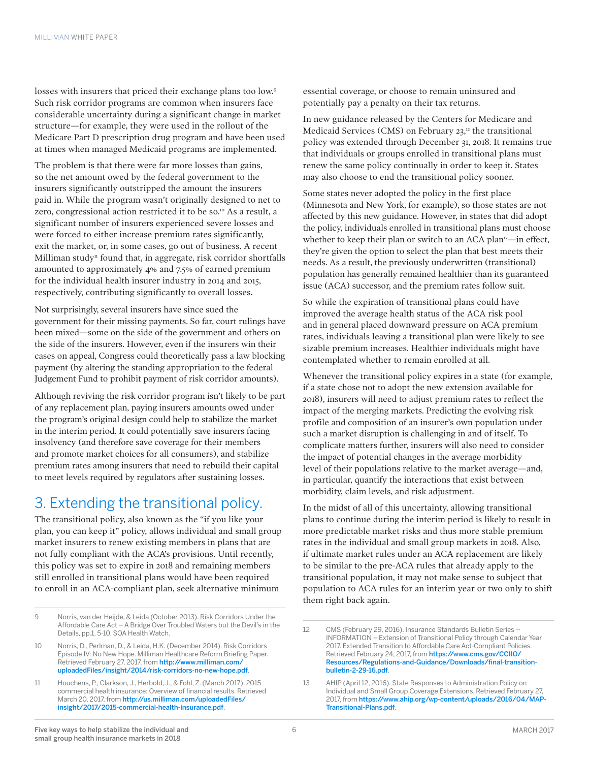losses with insurers that priced their exchange plans too low.[9] Such risk corridor programs are common when insurers face considerable uncertainty during a significant change in market structure—for example, they were used in the rollout of the Medicare Part D prescription drug program and have been used at times when managed Medicaid programs are implemented.

The problem is that there were far more losses than gains, so the net amount owed by the federal government to the insurers significantly outstripped the amount the insurers paid in. While the program wasn't originally designed to net to zero, congressional action restricted it to be so.[10] As a result, a significant number of insurers experienced severe losses and were forced to either increase premium rates significantly, exit the market, or, in some cases, go out of business. A recent Milliman study[11] found that, in aggregate, risk corridor shortfalls amounted to approximately 4% and 7.5% of earned premium for the individual health insurer industry in 2014 and 2015, respectively, contributing significantly to overall losses.

Not surprisingly, several insurers have since sued the government for their missing payments. So far, court rulings have been mixed—some on the side of the government and others on the side of the insurers. However, even if the insurers win their cases on appeal, Congress could theoretically pass a law blocking payment (by altering the standing appropriation to the federal Judgement Fund to prohibit payment of risk corridor amounts).

Although reviving the risk corridor program isn't likely to be part of any replacement plan, paying insurers amounts owed under the program's original design could help to stabilize the market in the interim period. It could potentially save insurers facing insolvency (and therefore save coverage for their members and promote market choices for all consumers), and stabilize premium rates among insurers that need to rebuild their capital to meet levels required by regulators after sustaining losses.

## 3. Extending the transitional policy.

The transitional policy, also known as the "if you like your plan, you can keep it" policy, allows individual and small group market insurers to renew existing members in plans that are not fully compliant with the ACA's provisions. Until recently, this policy was set to expire in 2018 and remaining members still enrolled in transitional plans would have been required to enroll in an ACA-compliant plan, seek alternative minimum essential coverage, or choose to remain uninsured and potentially pay a penalty on their tax returns.

In new guidance released by the Centers for Medicare and Medicaid Services (CMS) on February 23,[12] the transitional policy was extended through December 31, 2018. It remains true that individuals or groups enrolled in transitional plans must renew the same policy continually in order to keep it. States may also choose to end the transitional policy sooner.

Some states never adopted the policy in the first place (Minnesota and New York, for example), so those states are not affected by this new guidance. However, in states that did adopt the policy, individuals enrolled in transitional plans must choose whether to keep their plan or switch to an ACA plan[13]—in effect, they're given the option to select the plan that best meets their needs. As a result, the previously underwritten (transitional) population has generally remained healthier than its guaranteed issue (ACA) successor, and the premium rates follow suit.

So while the expiration of transitional plans could have improved the average health status of the ACA risk pool and in general placed downward pressure on ACA premium rates, individuals leaving a transitional plan were likely to see sizable premium increases. Healthier individuals might have contemplated whether to remain enrolled at all.

Whenever the transitional policy expires in a state (for example, if a state chose not to adopt the new extension available for 2018), insurers will need to adjust premium rates to reflect the impact of the merging markets. Predicting the evolving risk profile and composition of an insurer's own population under such a market disruption is challenging in and of itself. To complicate matters further, insurers will also need to consider the impact of potential changes in the average morbidity level of their populations relative to the market average—and, in particular, quantify the interactions that exist between morbidity, claim levels, and risk adjustment.

In the midst of all of this uncertainty, allowing transitional plans to continue during the interim period is likely to result in more predictable market risks and thus more stable premium rates in the individual and small group markets in 2018. Also, if ultimate market rules under an ACA replacement are likely to be similar to the pre-ACA rules that already apply to the transitional population, it may not make sense to subject that population to ACA rules for an interim year or two only to shift them right back again.

---

9 Norris, van der Heijde, & Leida (October 2013). Risk Corridors Under the Affordable Care Act – A Bridge Over Troubled Waters but the Devil's in the Details, pp.1, 5-10. SOA Health Watch.

10 Norris, D., Perlman, D., & Leida, H.K. (December 2014). Risk Corridors Episode IV: No New Hope. Milliman Healthcare Reform Briefing Paper. Retrieved February 27, 2017, from http://www.milliman.com/uploadedFiles/insight/2014/risk-corridors-no-new-hope.pdf.

11 Houchens, P., Clarkson, J., Herbold, J., & Fohl, Z. (March 2017). 2015 commercial health insurance: Overview of financial results. Retrieved March 20, 2017, from http://us.milliman.com/uploadedFiles/insight/2017/2015-commercial-health-insurance.pdf.

12 CMS (February 29, 2016). Insurance Standards Bulletin Series -- INFORMATION – Extension of Transitional Policy through Calendar Year 2017. Extended Transition to Affordable Care Act-Compliant Policies. Retrieved February 24, 2017, from https://www.cms.gov/CCIIO/Resources/Regulations-and-Guidance/Downloads/final-transition-bulletin-2-29-16.pdf.

13 AHIP (April 12, 2016). State Responses to Administration Policy on Individual and Small Group Coverage Extensions. Retrieved February 27, 2017, from https://www.ahip.org/wp-content/uploads/2016/04/MAP-Transitional-Plans.pdf.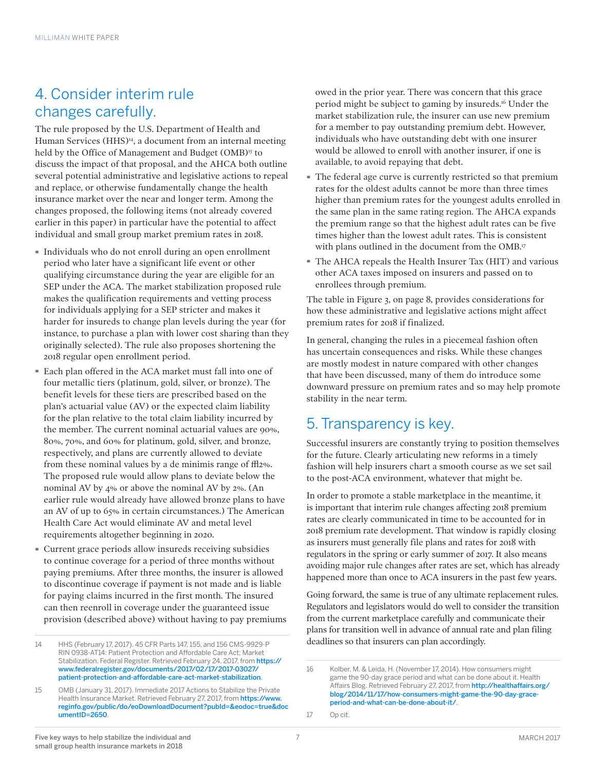## 4. Consider interim rule changes carefully.

The rule proposed by the U.S. Department of Health and Human Services (HHS)[14], a document from an internal meeting held by the Office of Management and Budget (OMB)[15] to discuss the impact of that proposal, and the AHCA both outline several potential administrative and legislative actions to repeal and replace, or otherwise fundamentally change the health insurance market over the near and longer term. Among the changes proposed, the following items (not already covered earlier in this paper) in particular have the potential to affect individual and small group market premium rates in 2018.

- Individuals who do not enroll during an open enrollment period who later have a significant life event or other qualifying circumstance during the year are eligible for an SEP under the ACA. The market stabilization proposed rule makes the qualification requirements and vetting process for individuals applying for a SEP stricter and makes it harder for insureds to change plan levels during the year (for instance, to purchase a plan with lower cost sharing than they originally selected). The rule also proposes shortening the 2018 regular open enrollment period.
- Each plan offered in the ACA market must fall into one of four metallic tiers (platinum, gold, silver, or bronze). The benefit levels for these tiers are prescribed based on the plan's actuarial value (AV) or the expected claim liability for the plan relative to the total claim liability incurred by the member. The current nominal actuarial values are 90%, 80%, 70%, and 60% for platinum, gold, silver, and bronze, respectively, and plans are currently allowed to deviate from these nominal values by a de minimis range of ±2%. The proposed rule would allow plans to deviate below the nominal AV by 4% or above the nominal AV by 2%. (An earlier rule would already have allowed bronze plans to have an AV of up to 65% in certain circumstances.) The American Health Care Act would eliminate AV and metal level requirements altogether beginning in 2020.
- Current grace periods allow insureds receiving subsidies to continue coverage for a period of three months without paying premiums. After three months, the insurer is allowed to discontinue coverage if payment is not made and is liable for paying claims incurred in the first month. The insured can then reenroll in coverage under the guaranteed issue provision (described above) without having to pay premiums owed in the prior year. There was concern that this grace period might be subject to gaming by insureds.[16] Under the market stabilization rule, the insurer can use new premium for a member to pay outstanding premium debt. However, individuals who have outstanding debt with one insurer would be allowed to enroll with another insurer, if one is available, to avoid repaying that debt.
- The federal age curve is currently restricted so that premium rates for the oldest adults cannot be more than three times higher than premium rates for the youngest adults enrolled in the same plan in the same rating region. The AHCA expands the premium range so that the highest adult rates can be five times higher than the lowest adult rates. This is consistent with plans outlined in the document from the OMB.[17]
- The AHCA repeals the Health Insurer Tax (HIT) and various other ACA taxes imposed on insurers and passed on to enrollees through premium.

The table in Figure 3, on page 8, provides considerations for how these administrative and legislative actions might affect premium rates for 2018 if finalized.

In general, changing the rules in a piecemeal fashion often has uncertain consequences and risks. While these changes are mostly modest in nature compared with other changes that have been discussed, many of them do introduce some downward pressure on premium rates and so may help promote stability in the near term.

## 5. Transparency is key.

Successful insurers are constantly trying to position themselves for the future. Clearly articulating new reforms in a timely fashion will help insurers chart a smooth course as we set sail to the post-ACA environment, whatever that might be.

In order to promote a stable marketplace in the meantime, it is important that interim rule changes affecting 2018 premium rates are clearly communicated in time to be accounted for in 2018 premium rate development. That window is rapidly closing as insurers must generally file plans and rates for 2018 with regulators in the spring or early summer of 2017. It also means avoiding major rule changes after rates are set, which has already happened more than once to ACA insurers in the past few years.

Going forward, the same is true of any ultimate replacement rules. Regulators and legislators would do well to consider the transition from the current marketplace carefully and communicate their plans for transition well in advance of annual rate and plan filing deadlines so that insurers can plan accordingly.

---

14 HHS (February 17, 2017). 45 CFR Parts 147, 155, and 156 CMS-9929-P RIN 0938-AT14: Patient Protection and Affordable Care Act; Market Stabilization. Federal Register. Retrieved February 24, 2017, from https://www.federalregister.gov/documents/2017/02/17/2017-03027/patient-protection-and-affordable-care-act-market-stabilization.

15 OMB (January 31, 2017). Immediate 2017 Actions to Stabilize the Private Health Insurance Market. Retrieved February 27, 2017, from https://www.reginfo.gov/public/do/eoDownloadDocument?pubId=&eodoc=true&documentID=2650.

16 Kolber, M. & Leida, H. (November 17, 2014). How consumers might game the 90-day grace period and what can be done about it. Health Affairs Blog. Retrieved February 27, 2017, from http://healthaffairs.org/blog/2014/11/17/how-consumers-might-game-the-90-day-grace-period-and-what-can-be-done-about-it/.

17 Op cit.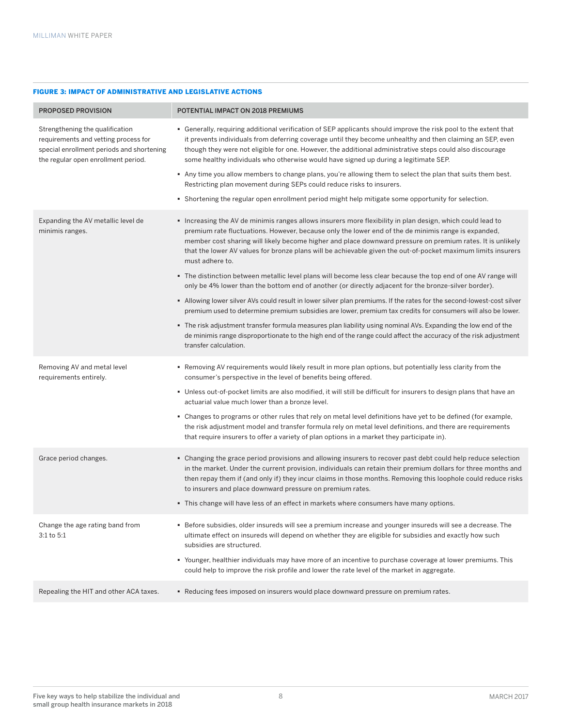**FIGURE 3: IMPACT OF ADMINISTRATIVE AND LEGISLATIVE ACTIONS**

| PROPOSED PROVISION | POTENTIAL IMPACT ON 2018 PREMIUMS |
|---|---|
| Strengthening the qualification requirements and vetting process for special enrollment periods and shortening the regular open enrollment period. | ▪ Generally, requiring additional verification of SEP applicants should improve the risk pool to the extent that it prevents individuals from deferring coverage until they become unhealthy and then claiming an SEP, even though they were not eligible for one. However, the additional administrative steps could also discourage some healthy individuals who otherwise would have signed up during a legitimate SEP.<br>▪ Any time you allow members to change plans, you're allowing them to select the plan that suits them best. Restricting plan movement during SEPs could reduce risks to insurers.<br>▪ Shortening the regular open enrollment period might help mitigate some opportunity for selection. |
| Expanding the AV metallic level de minimis ranges. | ▪ Increasing the AV de minimis ranges allows insurers more flexibility in plan design, which could lead to premium rate fluctuations. However, because only the lower end of the de minimis range is expanded, member cost sharing will likely become higher and place downward pressure on premium rates. It is unlikely that the lower AV values for bronze plans will be achievable given the out-of-pocket maximum limits insurers must adhere to.<br>▪ The distinction between metallic level plans will become less clear because the top end of one AV range will only be 4% lower than the bottom end of another (or directly adjacent for the bronze-silver border).<br>▪ Allowing lower silver AVs could result in lower silver plan premiums. If the rates for the second-lowest-cost silver premium used to determine premium subsidies are lower, premium tax credits for consumers will also be lower.<br>▪ The risk adjustment transfer formula measures plan liability using nominal AVs. Expanding the low end of the de minimis range disproportionate to the high end of the range could affect the accuracy of the risk adjustment transfer calculation. |
| Removing AV and metal level requirements entirely. | ▪ Removing AV requirements would likely result in more plan options, but potentially less clarity from the consumer's perspective in the level of benefits being offered.<br>▪ Unless out-of-pocket limits are also modified, it will still be difficult for insurers to design plans that have an actuarial value much lower than a bronze level.<br>▪ Changes to programs or other rules that rely on metal level definitions have yet to be defined (for example, the risk adjustment model and transfer formula rely on metal level definitions, and there are requirements that require insurers to offer a variety of plan options in a market they participate in). |
| Grace period changes. | ▪ Changing the grace period provisions and allowing insurers to recover past debt could help reduce selection in the market. Under the current provision, individuals can retain their premium dollars for three months and then repay them if (and only if) they incur claims in those months. Removing this loophole could reduce risks to insurers and place downward pressure on premium rates.<br>▪ This change will have less of an effect in markets where consumers have many options. |
| Change the age rating band from 3:1 to 5:1 | ▪ Before subsidies, older insureds will see a premium increase and younger insureds will see a decrease. The ultimate effect on insureds will depend on whether they are eligible for subsidies and exactly how such subsidies are structured.<br>▪ Younger, healthier individuals may have more of an incentive to purchase coverage at lower premiums. This could help to improve the risk profile and lower the rate level of the market in aggregate. |
| Repealing the HIT and other ACA taxes. | ▪ Reducing fees imposed on insurers would place downward pressure on premium rates. |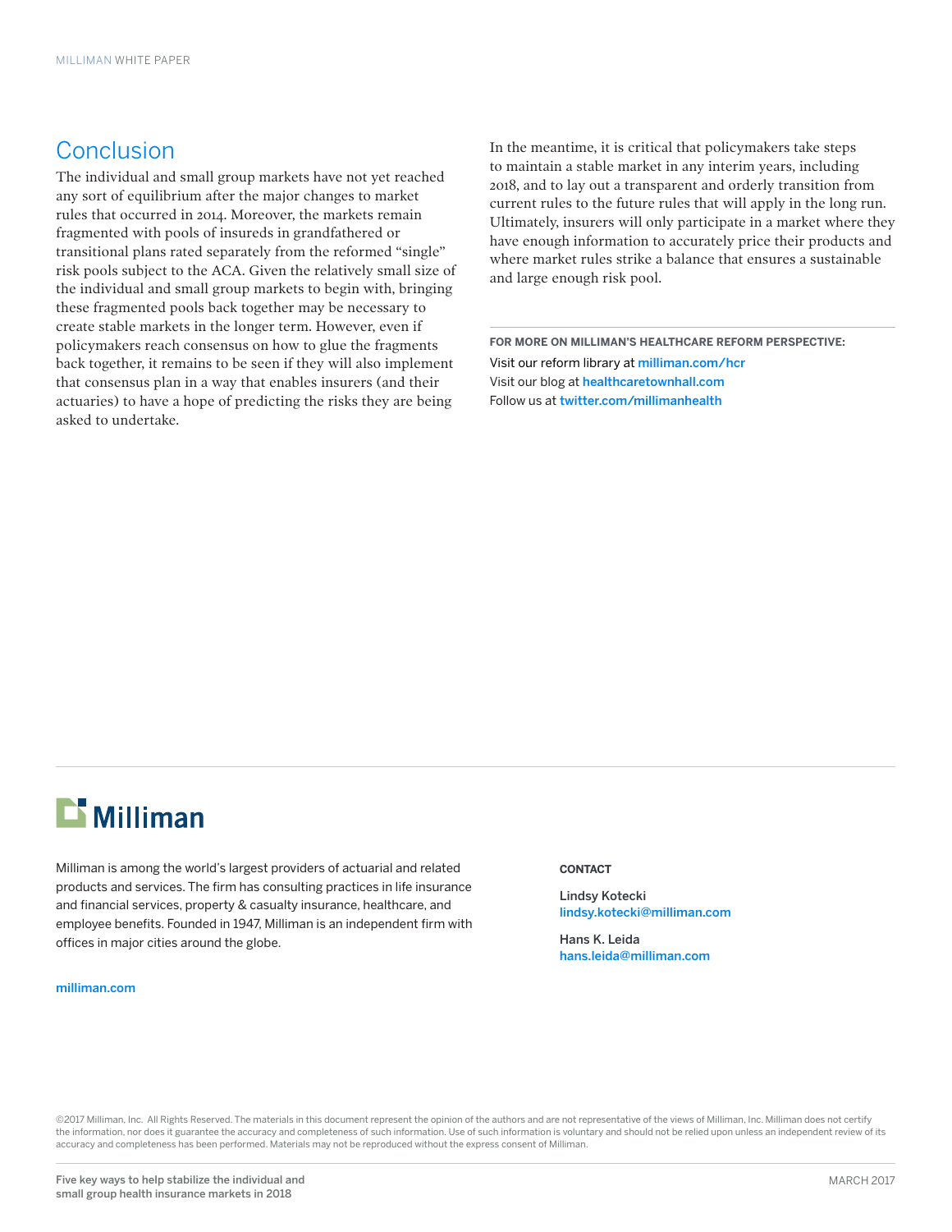## Conclusion

The individual and small group markets have not yet reached any sort of equilibrium after the major changes to market rules that occurred in 2014. Moreover, the markets remain fragmented with pools of insureds in grandfathered or transitional plans rated separately from the reformed "single" risk pools subject to the ACA. Given the relatively small size of the individual and small group markets to begin with, bringing these fragmented pools back together may be necessary to create stable markets in the longer term. However, even if policymakers reach consensus on how to glue the fragments back together, it remains to be seen if they will also implement that consensus plan in a way that enables insurers (and their actuaries) to have a hope of predicting the risks they are being asked to undertake.

In the meantime, it is critical that policymakers take steps to maintain a stable market in any interim years, including 2018, and to lay out a transparent and orderly transition from current rules to the future rules that will apply in the long run. Ultimately, insurers will only participate in a market where they have enough information to accurately price their products and where market rules strike a balance that ensures a sustainable and large enough risk pool.

**FOR MORE ON MILLIMAN'S HEALTHCARE REFORM PERSPECTIVE:**

Visit our reform library at **milliman.com/hcr**
Visit our blog at **healthcaretownhall.com**
Follow us at **twitter.com/millimanhealth**

---

**Milliman**

Milliman is among the world's largest providers of actuarial and related products and services. The firm has consulting practices in life insurance and financial services, property & casualty insurance, healthcare, and employee benefits. Founded in 1947, Milliman is an independent firm with offices in major cities around the globe.

**milliman.com**

**CONTACT**

Lindsy Kotecki
lindsy.kotecki@milliman.com

Hans K. Leida
hans.leida@milliman.com

©2017 Milliman, Inc. All Rights Reserved. The materials in this document represent the opinion of the authors and are not representative of the views of Milliman, Inc. Milliman does not certify the information, nor does it guarantee the accuracy and completeness of such information. Use of such information is voluntary and should not be relied upon unless an independent review of its accuracy and completeness has been performed. Materials may not be reproduced without the express consent of Milliman.